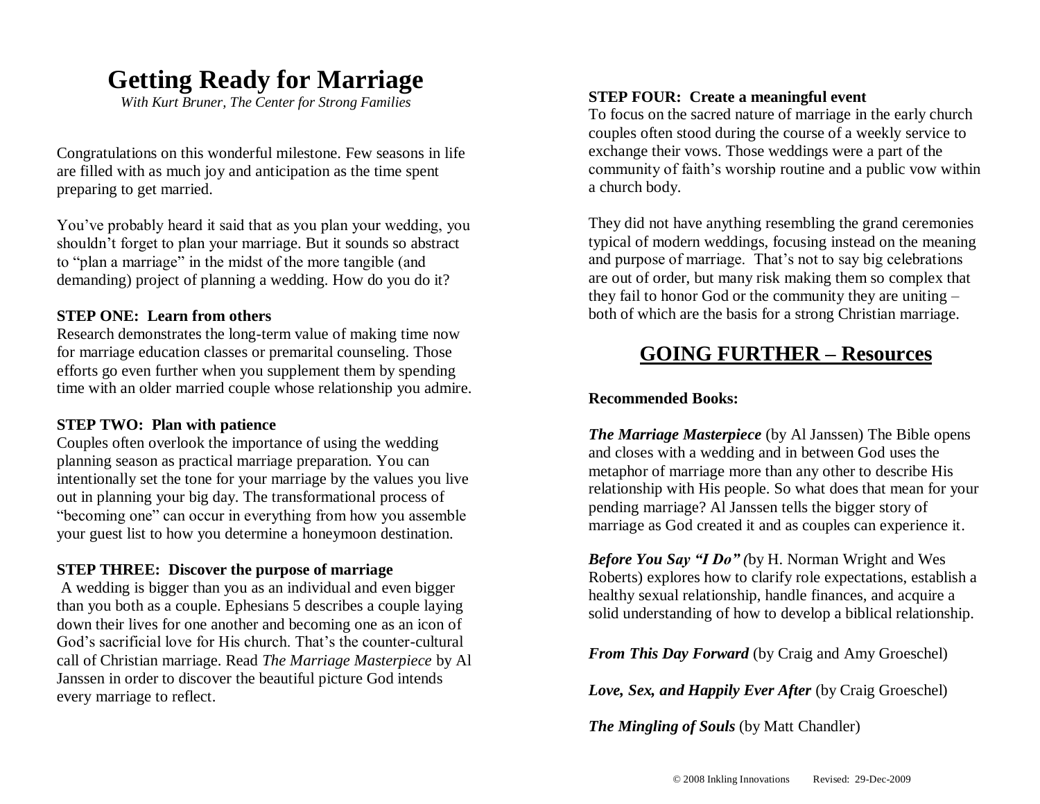# Getting Ready for Marriage

*With Kurt Bruner, The Center for Strong Families*

Congratulations on this wonderful milestone. Few seasons in life are filled with as much joy and anticipation as the time spent preparing to get married.

You've probably heard it said that as you plan your wedding, you shouldn't forget to plan your marriage. But it sounds so abstract to "plan a marriage" in the midst of the more tangible (and demanding) project of planning a wedding. How do you do it?

**STEP ONE: Learn from others**

Research demonstrates the long-term value of making time now for marriage education classes or premarital counseling. Those efforts go even further when you supplement them by spending time with an older married couple whose relationship you admire.

**STEP TWO: Plan with patience**

Couples often overlook the importance of using the wedding planning season as practical marriage preparation. You can intentionally set the tone for your marriage by the values you live out in planning your big day. The transformational process of "becoming one" can occur in everything from how you assemble your guest list to how you determine a honeymoon destination.

**STEP THREE: Discover the purpose of marriage**

A wedding is bigger than you as an individual and even bigger than you both as a couple. Ephesians 5 describes a couple laying down their lives for one another and becoming one as an icon of God's sacrificial love for His church. That's the counter-cultural call of Christian marriage. Read *The Marriage Masterpiece* by Al Janssen in order to discover the beautiful picture God intends every marriage to reflect.

**STEP FOUR: Create a meaningful event**

To focus on the sacred nature of marriage in the early church couples often stood during the course of a weekly service to exchange their vows. Those weddings were a part of the community of faith's worship routine and a public vow within a church body.

They did not have anything resembling the grand ceremonies typical of modern weddings, focusing instead on the meaning and purpose of marriage. That's not to say big celebrations are out of order, but many risk making them so complex that they fail to honor God or the community they are uniting – both of which are the basis for a strong Christian marriage.

## GOING FURTHER – Resources

**Recommended Books:**

***The Marriage Masterpiece*** (by Al Janssen) The Bible opens and closes with a wedding and in between God uses the metaphor of marriage more than any other to describe His relationship with His people. So what does that mean for your pending marriage? Al Janssen tells the bigger story of marriage as God created it and as couples can experience it.

***Before You Say "I Do"*** (by H. Norman Wright and Wes Roberts) explores how to clarify role expectations, establish a healthy sexual relationship, handle finances, and acquire a solid understanding of how to develop a biblical relationship.

***From This Day Forward*** (by Craig and Amy Groeschel)

***Love, Sex, and Happily Ever After*** (by Craig Groeschel)

***The Mingling of Souls*** (by Matt Chandler)

© 2008 Inkling Innovations    Revised: 29-Dec-2009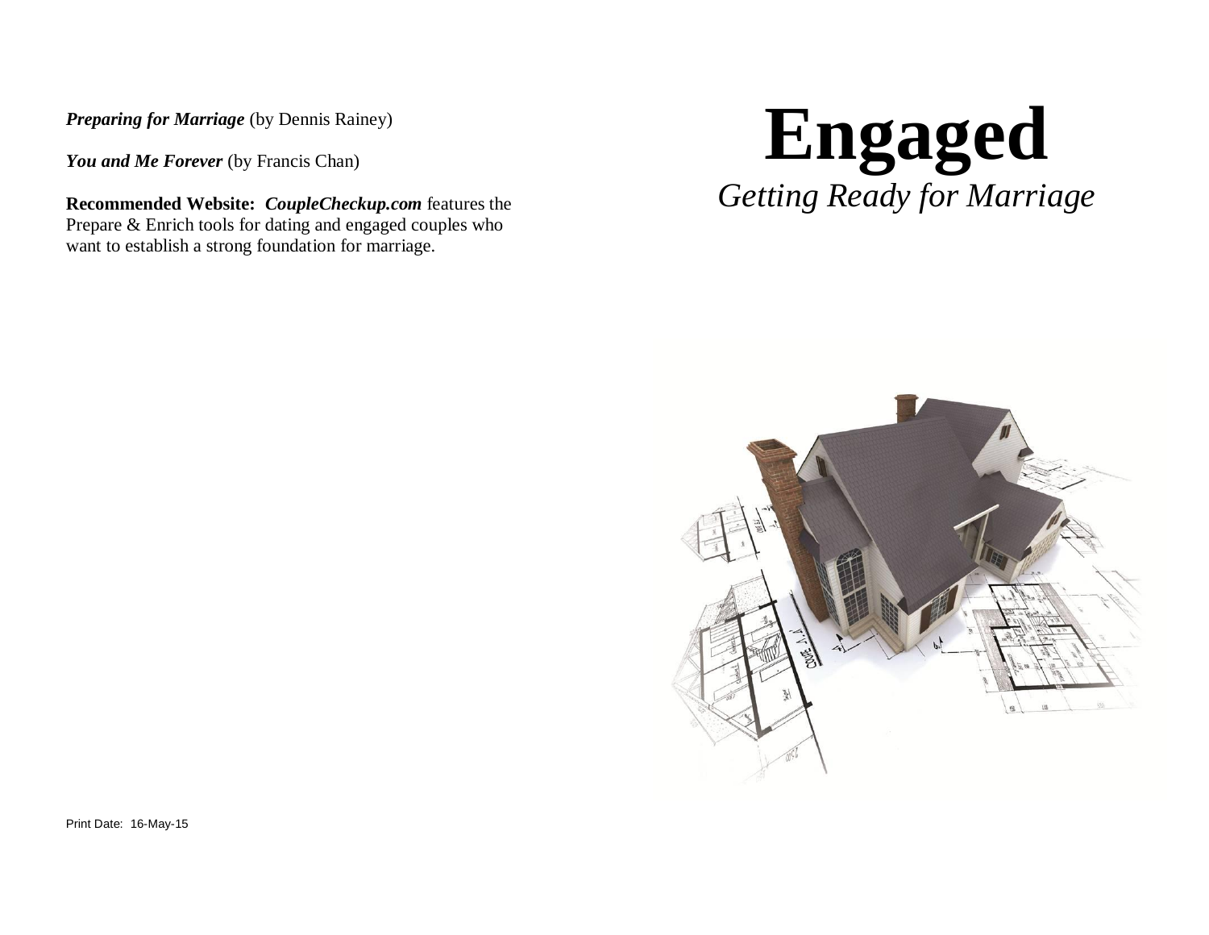***Preparing for Marriage*** (by Dennis Rainey)

***You and Me Forever*** (by Francis Chan)

**Recommended Website:** ***CoupleCheckup.com*** features the Prepare & Enrich tools for dating and engaged couples who want to establish a strong foundation for marriage.

Print Date: 16-May-15

# Engaged

*Getting Ready for Marriage*